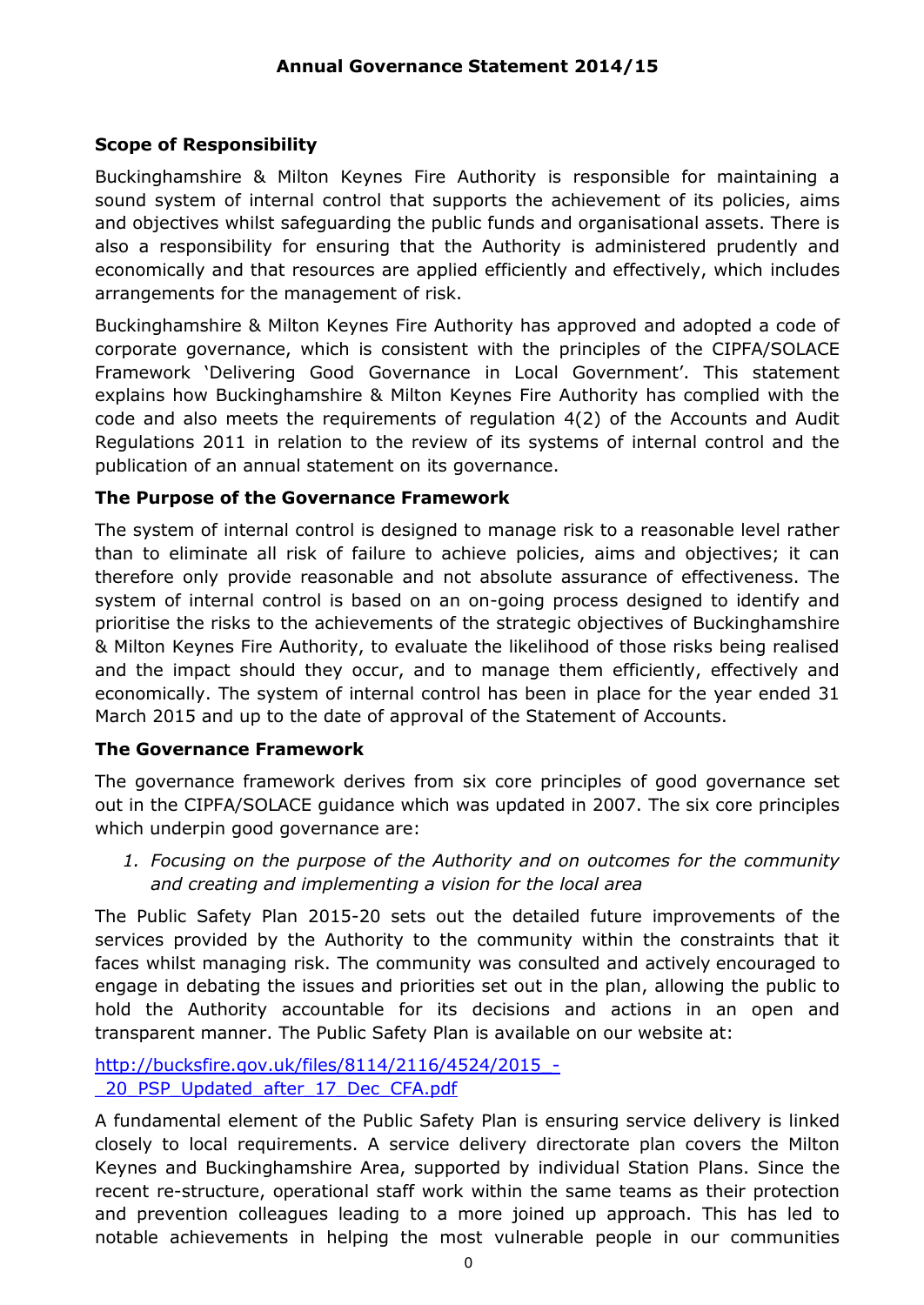# Annual Governance Statement 2014/15

### Scope of Responsibility

Buckinghamshire & Milton Keynes Fire Authority is responsible for maintaining a sound system of internal control that supports the achievement of its policies, aims and objectives whilst safeguarding the public funds and organisational assets. There is also a responsibility for ensuring that the Authority is administered prudently and economically and that resources are applied efficiently and effectively, which includes arrangements for the management of risk.

Buckinghamshire & Milton Keynes Fire Authority has approved and adopted a code of corporate governance, which is consistent with the principles of the CIPFA/SOLACE Framework 'Delivering Good Governance in Local Government'. This statement explains how Buckinghamshire & Milton Keynes Fire Authority has complied with the code and also meets the requirements of regulation 4(2) of the Accounts and Audit Regulations 2011 in relation to the review of its systems of internal control and the publication of an annual statement on its governance.

### The Purpose of the Governance Framework

The system of internal control is designed to manage risk to a reasonable level rather than to eliminate all risk of failure to achieve policies, aims and objectives; it can therefore only provide reasonable and not absolute assurance of effectiveness. The system of internal control is based on an on-going process designed to identify and prioritise the risks to the achievements of the strategic objectives of Buckinghamshire & Milton Keynes Fire Authority, to evaluate the likelihood of those risks being realised and the impact should they occur, and to manage them efficiently, effectively and economically. The system of internal control has been in place for the year ended 31 March 2015 and up to the date of approval of the Statement of Accounts.

### The Governance Framework

The governance framework derives from six core principles of good governance set out in the CIPFA/SOLACE guidance which was updated in 2007. The six core principles which underpin good governance are:

1. *Focusing on the purpose of the Authority and on outcomes for the community and creating and implementing a vision for the local area*

The Public Safety Plan 2015-20 sets out the detailed future improvements of the services provided by the Authority to the community within the constraints that it faces whilst managing risk. The community was consulted and actively encouraged to engage in debating the issues and priorities set out in the plan, allowing the public to hold the Authority accountable for its decisions and actions in an open and transparent manner. The Public Safety Plan is available on our website at:

http://bucksfire.gov.uk/files/8114/2116/4524/2015_-_20_PSP_Updated_after_17_Dec_CFA.pdf

A fundamental element of the Public Safety Plan is ensuring service delivery is linked closely to local requirements. A service delivery directorate plan covers the Milton Keynes and Buckinghamshire Area, supported by individual Station Plans. Since the recent re-structure, operational staff work within the same teams as their protection and prevention colleagues leading to a more joined up approach. This has led to notable achievements in helping the most vulnerable people in our communities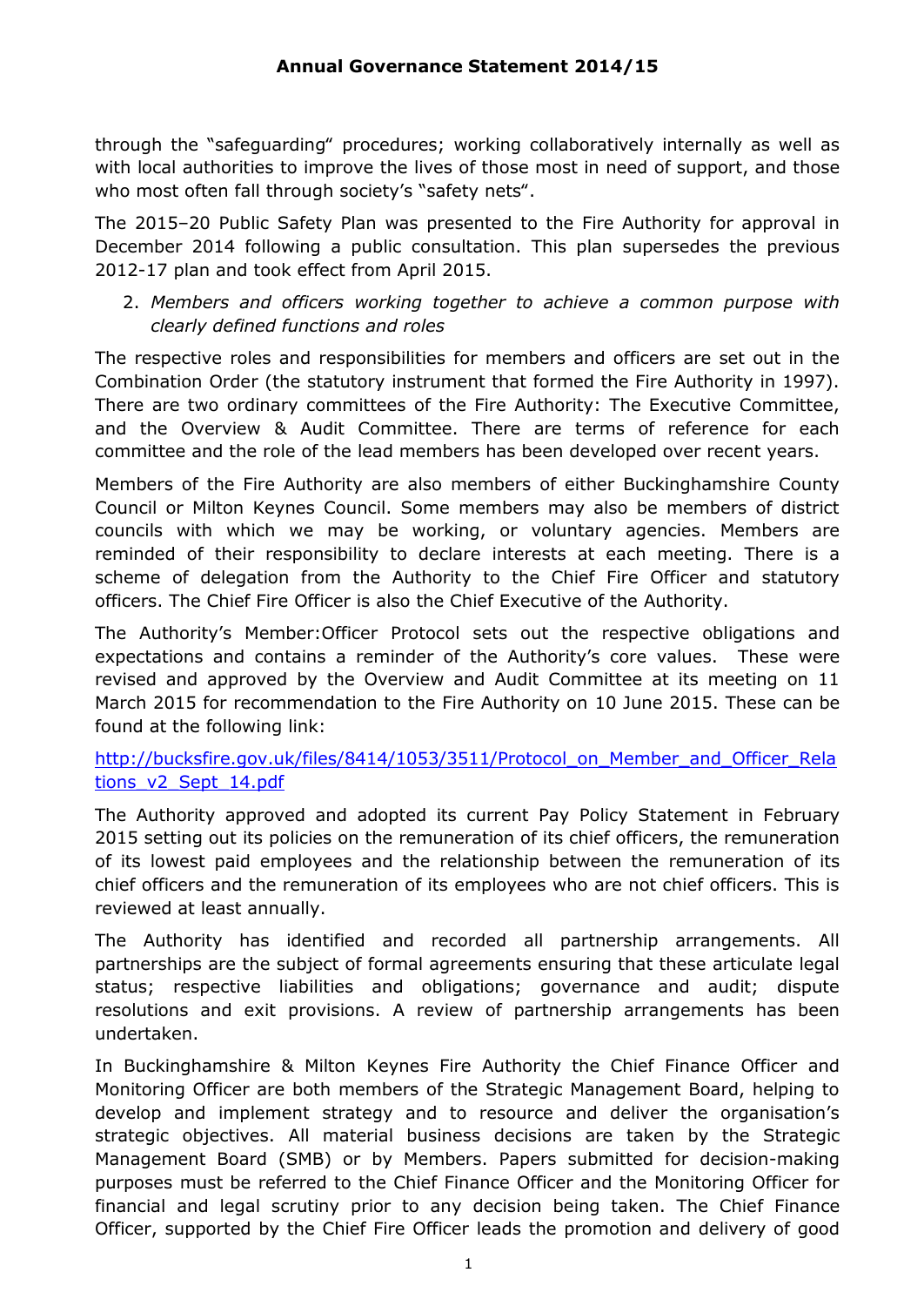through the "safeguarding" procedures; working collaboratively internally as well as with local authorities to improve the lives of those most in need of support, and those who most often fall through society's "safety nets".

The 2015–20 Public Safety Plan was presented to the Fire Authority for approval in December 2014 following a public consultation. This plan supersedes the previous 2012-17 plan and took effect from April 2015.

2. *Members and officers working together to achieve a common purpose with clearly defined functions and roles*

The respective roles and responsibilities for members and officers are set out in the Combination Order (the statutory instrument that formed the Fire Authority in 1997). There are two ordinary committees of the Fire Authority: The Executive Committee, and the Overview & Audit Committee. There are terms of reference for each committee and the role of the lead members has been developed over recent years.

Members of the Fire Authority are also members of either Buckinghamshire County Council or Milton Keynes Council. Some members may also be members of district councils with which we may be working, or voluntary agencies. Members are reminded of their responsibility to declare interests at each meeting. There is a scheme of delegation from the Authority to the Chief Fire Officer and statutory officers. The Chief Fire Officer is also the Chief Executive of the Authority.

The Authority's Member:Officer Protocol sets out the respective obligations and expectations and contains a reminder of the Authority's core values. These were revised and approved by the Overview and Audit Committee at its meeting on 11 March 2015 for recommendation to the Fire Authority on 10 June 2015. These can be found at the following link:

[http://bucksfire.gov.uk/files/8414/1053/3511/Protocol_on_Member_and_Officer_Relations_v2_Sept_14.pdf](http://bucksfire.gov.uk/files/8414/1053/3511/Protocol_on_Member_and_Officer_Relations_v2_Sept_14.pdf)

The Authority approved and adopted its current Pay Policy Statement in February 2015 setting out its policies on the remuneration of its chief officers, the remuneration of its lowest paid employees and the relationship between the remuneration of its chief officers and the remuneration of its employees who are not chief officers. This is reviewed at least annually.

The Authority has identified and recorded all partnership arrangements. All partnerships are the subject of formal agreements ensuring that these articulate legal status; respective liabilities and obligations; governance and audit; dispute resolutions and exit provisions. A review of partnership arrangements has been undertaken.

In Buckinghamshire & Milton Keynes Fire Authority the Chief Finance Officer and Monitoring Officer are both members of the Strategic Management Board, helping to develop and implement strategy and to resource and deliver the organisation's strategic objectives. All material business decisions are taken by the Strategic Management Board (SMB) or by Members. Papers submitted for decision-making purposes must be referred to the Chief Finance Officer and the Monitoring Officer for financial and legal scrutiny prior to any decision being taken. The Chief Finance Officer, supported by the Chief Fire Officer leads the promotion and delivery of good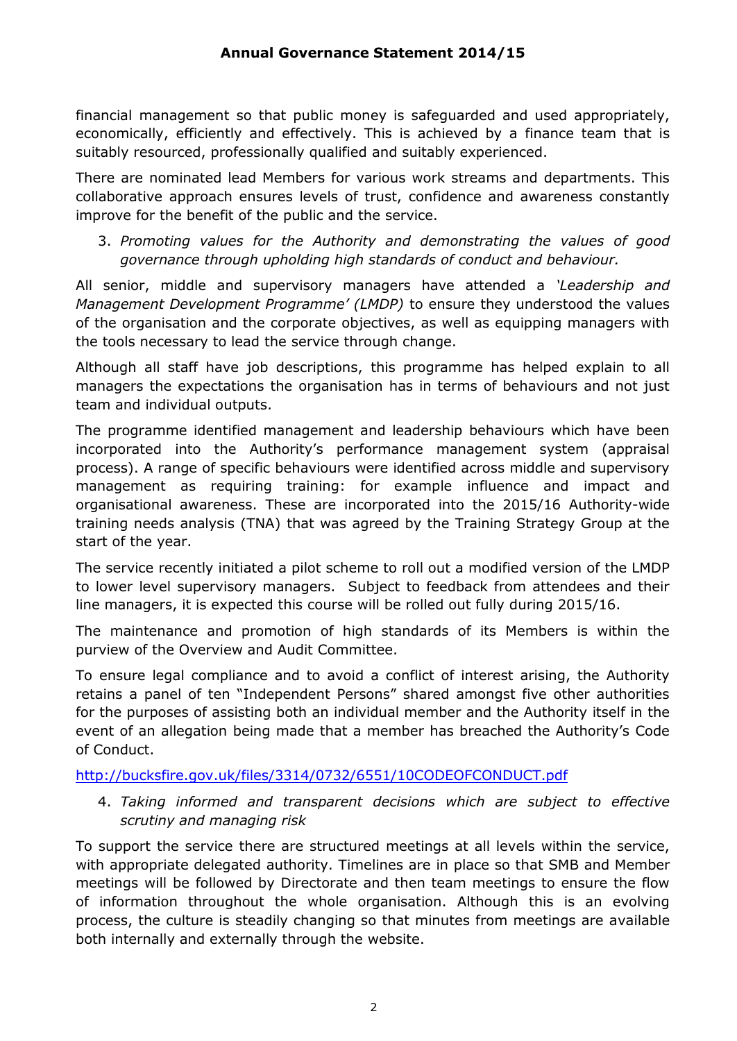financial management so that public money is safeguarded and used appropriately, economically, efficiently and effectively. This is achieved by a finance team that is suitably resourced, professionally qualified and suitably experienced.

There are nominated lead Members for various work streams and departments. This collaborative approach ensures levels of trust, confidence and awareness constantly improve for the benefit of the public and the service.

3. *Promoting values for the Authority and demonstrating the values of good governance through upholding high standards of conduct and behaviour.*

All senior, middle and supervisory managers have attended a *'Leadership and Management Development Programme' (LMDP)* to ensure they understood the values of the organisation and the corporate objectives, as well as equipping managers with the tools necessary to lead the service through change.

Although all staff have job descriptions, this programme has helped explain to all managers the expectations the organisation has in terms of behaviours and not just team and individual outputs.

The programme identified management and leadership behaviours which have been incorporated into the Authority's performance management system (appraisal process). A range of specific behaviours were identified across middle and supervisory management as requiring training: for example influence and impact and organisational awareness. These are incorporated into the 2015/16 Authority-wide training needs analysis (TNA) that was agreed by the Training Strategy Group at the start of the year.

The service recently initiated a pilot scheme to roll out a modified version of the LMDP to lower level supervisory managers. Subject to feedback from attendees and their line managers, it is expected this course will be rolled out fully during 2015/16.

The maintenance and promotion of high standards of its Members is within the purview of the Overview and Audit Committee.

To ensure legal compliance and to avoid a conflict of interest arising, the Authority retains a panel of ten "Independent Persons" shared amongst five other authorities for the purposes of assisting both an individual member and the Authority itself in the event of an allegation being made that a member has breached the Authority's Code of Conduct.

http://bucksfire.gov.uk/files/3314/0732/6551/10CODEOFCONDUCT.pdf

4. *Taking informed and transparent decisions which are subject to effective scrutiny and managing risk*

To support the service there are structured meetings at all levels within the service, with appropriate delegated authority. Timelines are in place so that SMB and Member meetings will be followed by Directorate and then team meetings to ensure the flow of information throughout the whole organisation. Although this is an evolving process, the culture is steadily changing so that minutes from meetings are available both internally and externally through the website.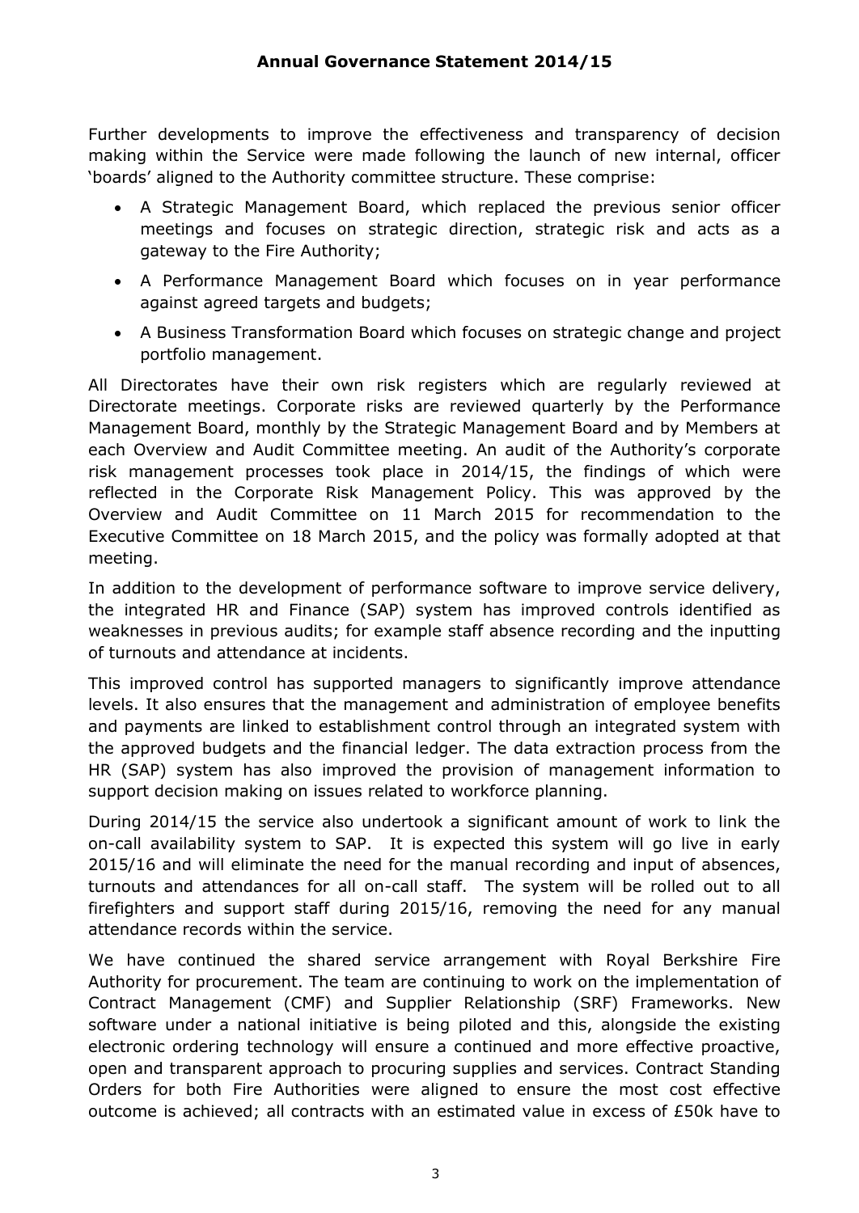Further developments to improve the effectiveness and transparency of decision making within the Service were made following the launch of new internal, officer 'boards' aligned to the Authority committee structure. These comprise:

- A Strategic Management Board, which replaced the previous senior officer meetings and focuses on strategic direction, strategic risk and acts as a gateway to the Fire Authority;
- A Performance Management Board which focuses on in year performance against agreed targets and budgets;
- A Business Transformation Board which focuses on strategic change and project portfolio management.

All Directorates have their own risk registers which are regularly reviewed at Directorate meetings. Corporate risks are reviewed quarterly by the Performance Management Board, monthly by the Strategic Management Board and by Members at each Overview and Audit Committee meeting. An audit of the Authority's corporate risk management processes took place in 2014/15, the findings of which were reflected in the Corporate Risk Management Policy. This was approved by the Overview and Audit Committee on 11 March 2015 for recommendation to the Executive Committee on 18 March 2015, and the policy was formally adopted at that meeting.

In addition to the development of performance software to improve service delivery, the integrated HR and Finance (SAP) system has improved controls identified as weaknesses in previous audits; for example staff absence recording and the inputting of turnouts and attendance at incidents.

This improved control has supported managers to significantly improve attendance levels. It also ensures that the management and administration of employee benefits and payments are linked to establishment control through an integrated system with the approved budgets and the financial ledger. The data extraction process from the HR (SAP) system has also improved the provision of management information to support decision making on issues related to workforce planning.

During 2014/15 the service also undertook a significant amount of work to link the on-call availability system to SAP. It is expected this system will go live in early 2015/16 and will eliminate the need for the manual recording and input of absences, turnouts and attendances for all on-call staff. The system will be rolled out to all firefighters and support staff during 2015/16, removing the need for any manual attendance records within the service.

We have continued the shared service arrangement with Royal Berkshire Fire Authority for procurement. The team are continuing to work on the implementation of Contract Management (CMF) and Supplier Relationship (SRF) Frameworks. New software under a national initiative is being piloted and this, alongside the existing electronic ordering technology will ensure a continued and more effective proactive, open and transparent approach to procuring supplies and services. Contract Standing Orders for both Fire Authorities were aligned to ensure the most cost effective outcome is achieved; all contracts with an estimated value in excess of £50k have to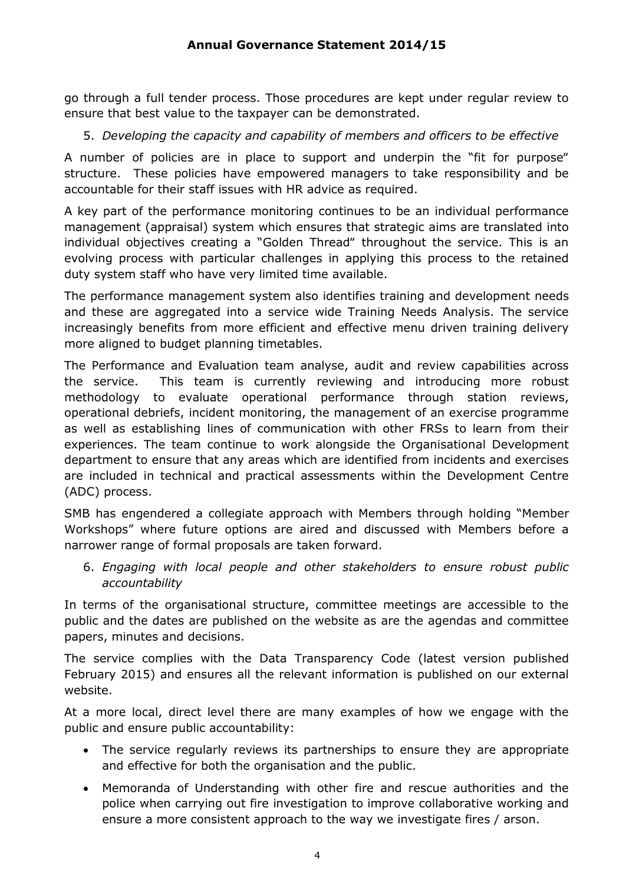go through a full tender process. Those procedures are kept under regular review to ensure that best value to the taxpayer can be demonstrated.

5. *Developing the capacity and capability of members and officers to be effective*

A number of policies are in place to support and underpin the "fit for purpose" structure. These policies have empowered managers to take responsibility and be accountable for their staff issues with HR advice as required.

A key part of the performance monitoring continues to be an individual performance management (appraisal) system which ensures that strategic aims are translated into individual objectives creating a "Golden Thread" throughout the service. This is an evolving process with particular challenges in applying this process to the retained duty system staff who have very limited time available.

The performance management system also identifies training and development needs and these are aggregated into a service wide Training Needs Analysis. The service increasingly benefits from more efficient and effective menu driven training delivery more aligned to budget planning timetables.

The Performance and Evaluation team analyse, audit and review capabilities across the service. This team is currently reviewing and introducing more robust methodology to evaluate operational performance through station reviews, operational debriefs, incident monitoring, the management of an exercise programme as well as establishing lines of communication with other FRSs to learn from their experiences. The team continue to work alongside the Organisational Development department to ensure that any areas which are identified from incidents and exercises are included in technical and practical assessments within the Development Centre (ADC) process.

SMB has engendered a collegiate approach with Members through holding "Member Workshops" where future options are aired and discussed with Members before a narrower range of formal proposals are taken forward.

6. *Engaging with local people and other stakeholders to ensure robust public accountability*

In terms of the organisational structure, committee meetings are accessible to the public and the dates are published on the website as are the agendas and committee papers, minutes and decisions.

The service complies with the Data Transparency Code (latest version published February 2015) and ensures all the relevant information is published on our external website.

At a more local, direct level there are many examples of how we engage with the public and ensure public accountability:

- The service regularly reviews its partnerships to ensure they are appropriate and effective for both the organisation and the public.
- Memoranda of Understanding with other fire and rescue authorities and the police when carrying out fire investigation to improve collaborative working and ensure a more consistent approach to the way we investigate fires / arson.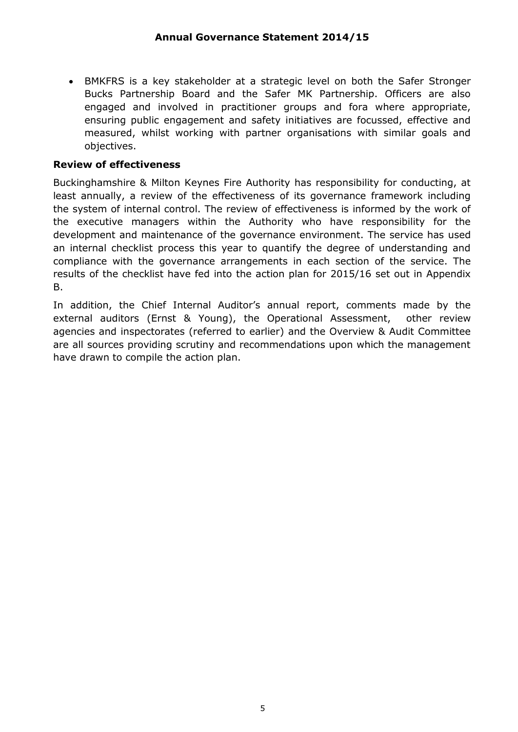- BMKFRS is a key stakeholder at a strategic level on both the Safer Stronger Bucks Partnership Board and the Safer MK Partnership. Officers are also engaged and involved in practitioner groups and fora where appropriate, ensuring public engagement and safety initiatives are focussed, effective and measured, whilst working with partner organisations with similar goals and objectives.

**Review of effectiveness**

Buckinghamshire & Milton Keynes Fire Authority has responsibility for conducting, at least annually, a review of the effectiveness of its governance framework including the system of internal control. The review of effectiveness is informed by the work of the executive managers within the Authority who have responsibility for the development and maintenance of the governance environment. The service has used an internal checklist process this year to quantify the degree of understanding and compliance with the governance arrangements in each section of the service. The results of the checklist have fed into the action plan for 2015/16 set out in Appendix B.

In addition, the Chief Internal Auditor's annual report, comments made by the external auditors (Ernst & Young), the Operational Assessment, other review agencies and inspectorates (referred to earlier) and the Overview & Audit Committee are all sources providing scrutiny and recommendations upon which the management have drawn to compile the action plan.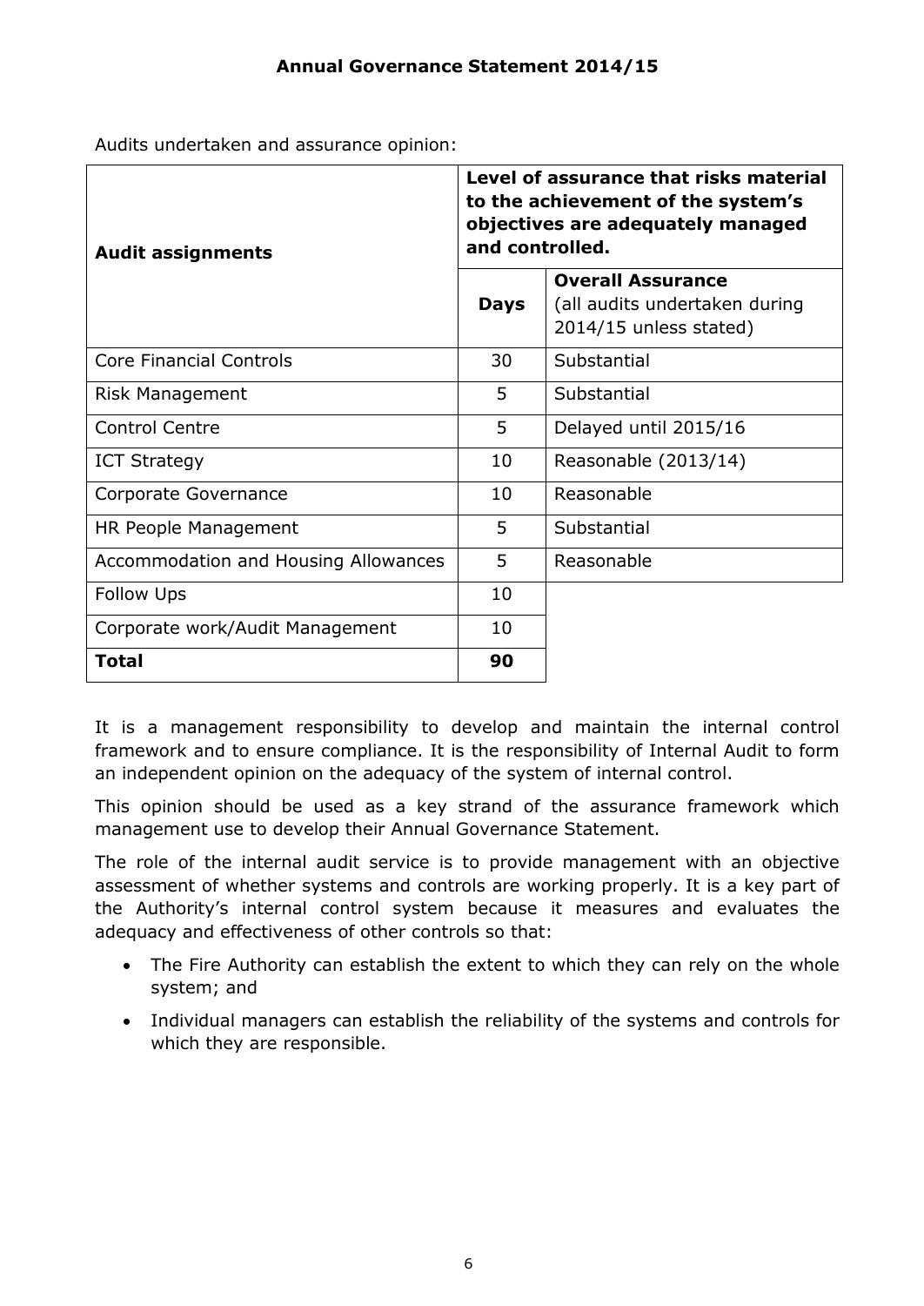Audits undertaken and assurance opinion:

| Audit assignments | Level of assurance that risks material to the achievement of the system's objectives are adequately managed and controlled. | |
|---|---|---|
| | **Days** | **Overall Assurance** (all audits undertaken during 2014/15 unless stated) |
| Core Financial Controls | 30 | Substantial |
| Risk Management | 5 | Substantial |
| Control Centre | 5 | Delayed until 2015/16 |
| ICT Strategy | 10 | Reasonable (2013/14) |
| Corporate Governance | 10 | Reasonable |
| HR People Management | 5 | Substantial |
| Accommodation and Housing Allowances | 5 | Reasonable |
| Follow Ups | 10 | |
| Corporate work/Audit Management | 10 | |
| **Total** | **90** | |

It is a management responsibility to develop and maintain the internal control framework and to ensure compliance. It is the responsibility of Internal Audit to form an independent opinion on the adequacy of the system of internal control.

This opinion should be used as a key strand of the assurance framework which management use to develop their Annual Governance Statement.

The role of the internal audit service is to provide management with an objective assessment of whether systems and controls are working properly. It is a key part of the Authority's internal control system because it measures and evaluates the adequacy and effectiveness of other controls so that:

- The Fire Authority can establish the extent to which they can rely on the whole system; and
- Individual managers can establish the reliability of the systems and controls for which they are responsible.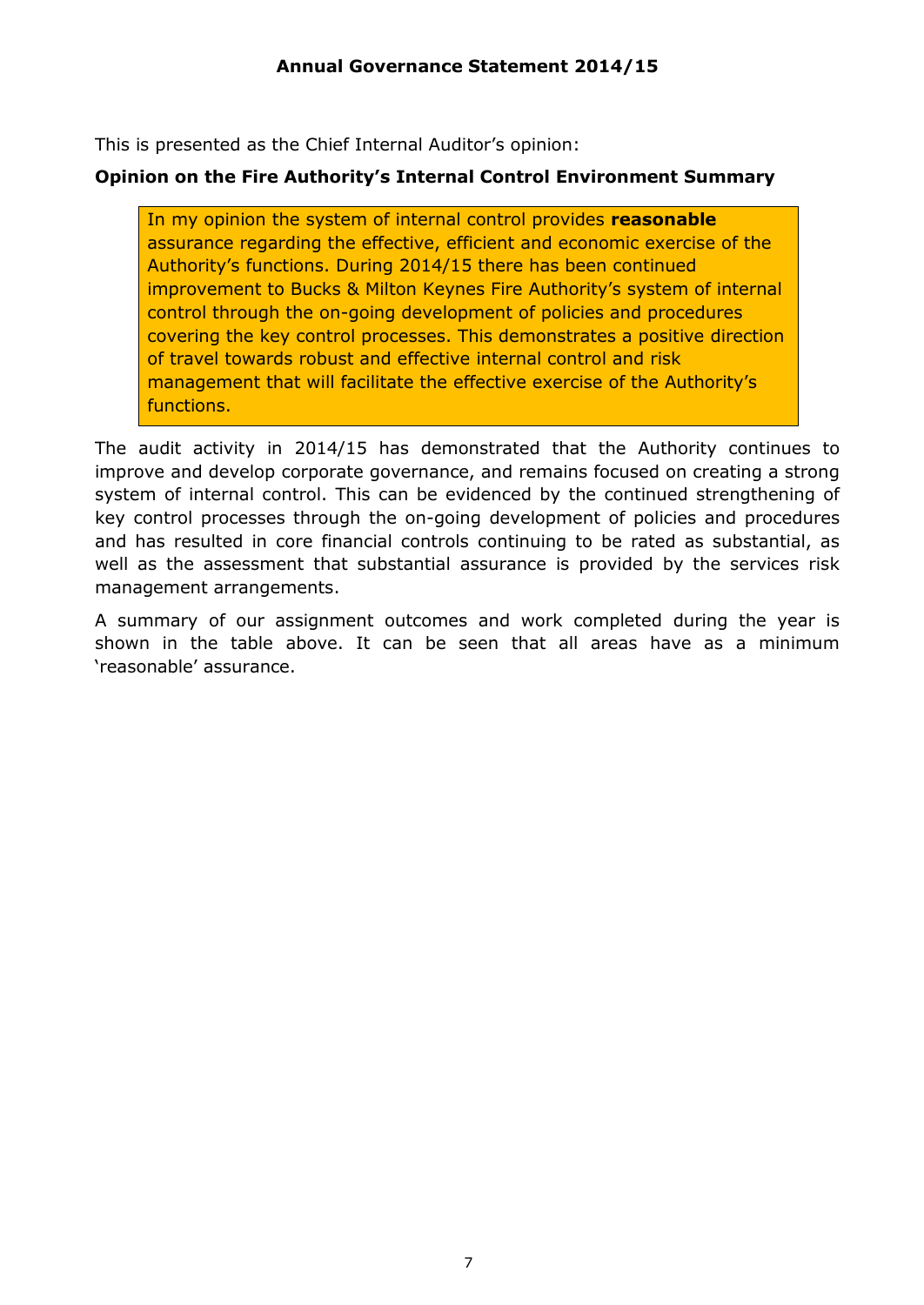This is presented as the Chief Internal Auditor's opinion:

**Opinion on the Fire Authority's Internal Control Environment Summary**

> In my opinion the system of internal control provides **reasonable** assurance regarding the effective, efficient and economic exercise of the Authority's functions. During 2014/15 there has been continued improvement to Bucks & Milton Keynes Fire Authority's system of internal control through the on-going development of policies and procedures covering the key control processes. This demonstrates a positive direction of travel towards robust and effective internal control and risk management that will facilitate the effective exercise of the Authority's functions.

The audit activity in 2014/15 has demonstrated that the Authority continues to improve and develop corporate governance, and remains focused on creating a strong system of internal control. This can be evidenced by the continued strengthening of key control processes through the on-going development of policies and procedures and has resulted in core financial controls continuing to be rated as substantial, as well as the assessment that substantial assurance is provided by the services risk management arrangements.

A summary of our assignment outcomes and work completed during the year is shown in the table above. It can be seen that all areas have as a minimum 'reasonable' assurance.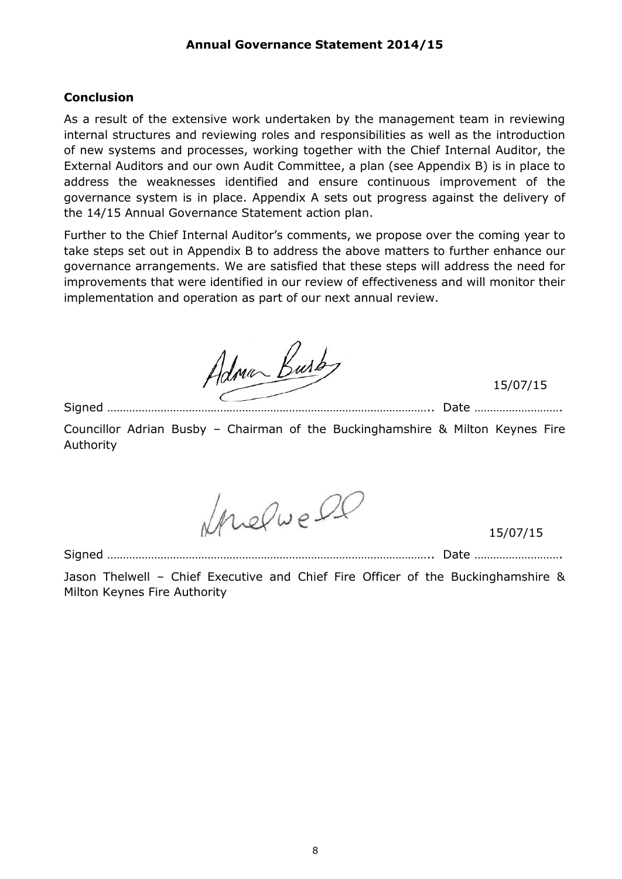## Conclusion

As a result of the extensive work undertaken by the management team in reviewing internal structures and reviewing roles and responsibilities as well as the introduction of new systems and processes, working together with the Chief Internal Auditor, the External Auditors and our own Audit Committee, a plan (see Appendix B) is in place to address the weaknesses identified and ensure continuous improvement of the governance system is in place. Appendix A sets out progress against the delivery of the 14/15 Annual Governance Statement action plan.

Further to the Chief Internal Auditor's comments, we propose over the coming year to take steps set out in Appendix B to address the above matters to further enhance our governance arrangements. We are satisfied that these steps will address the need for improvements that were identified in our review of effectiveness and will monitor their implementation and operation as part of our next annual review.

Signed ………………………………………………………………………………………….. Date ………………………. 15/07/15

Councillor Adrian Busby – Chairman of the Buckinghamshire & Milton Keynes Fire Authority

Signed ………………………………………………………………………………………….. Date ………………………. 15/07/15

Jason Thelwell – Chief Executive and Chief Fire Officer of the Buckinghamshire & Milton Keynes Fire Authority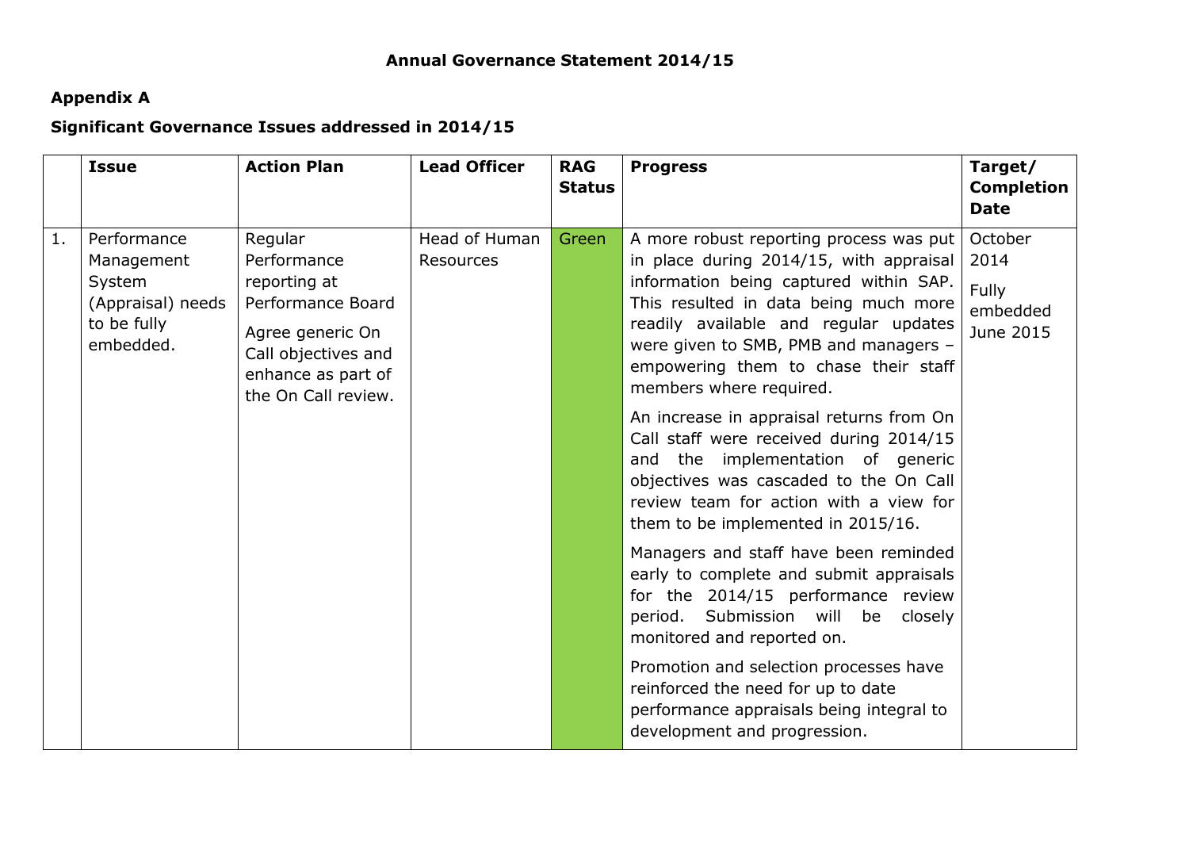## Annual Governance Statement 2014/15

### Appendix A

### Significant Governance Issues addressed in 2014/15

| | Issue | Action Plan | Lead Officer | RAG Status | Progress | Target/ Completion Date |
|---|---|---|---|---|---|---|
| 1. | Performance Management System (Appraisal) needs to be fully embedded. | Regular Performance reporting at Performance Board<br><br>Agree generic On Call objectives and enhance as part of the On Call review. | Head of Human Resources | Green | A more robust reporting process was put in place during 2014/15, with appraisal information being captured within SAP. This resulted in data being much more readily available and regular updates were given to SMB, PMB and managers – empowering them to chase their staff members where required.<br><br>An increase in appraisal returns from On Call staff were received during 2014/15 and the implementation of generic objectives was cascaded to the On Call review team for action with a view for them to be implemented in 2015/16.<br><br>Managers and staff have been reminded early to complete and submit appraisals for the 2014/15 performance review period. Submission will be closely monitored and reported on.<br><br>Promotion and selection processes have reinforced the need for up to date performance appraisals being integral to development and progression. | October 2014<br><br>Fully embedded June 2015 |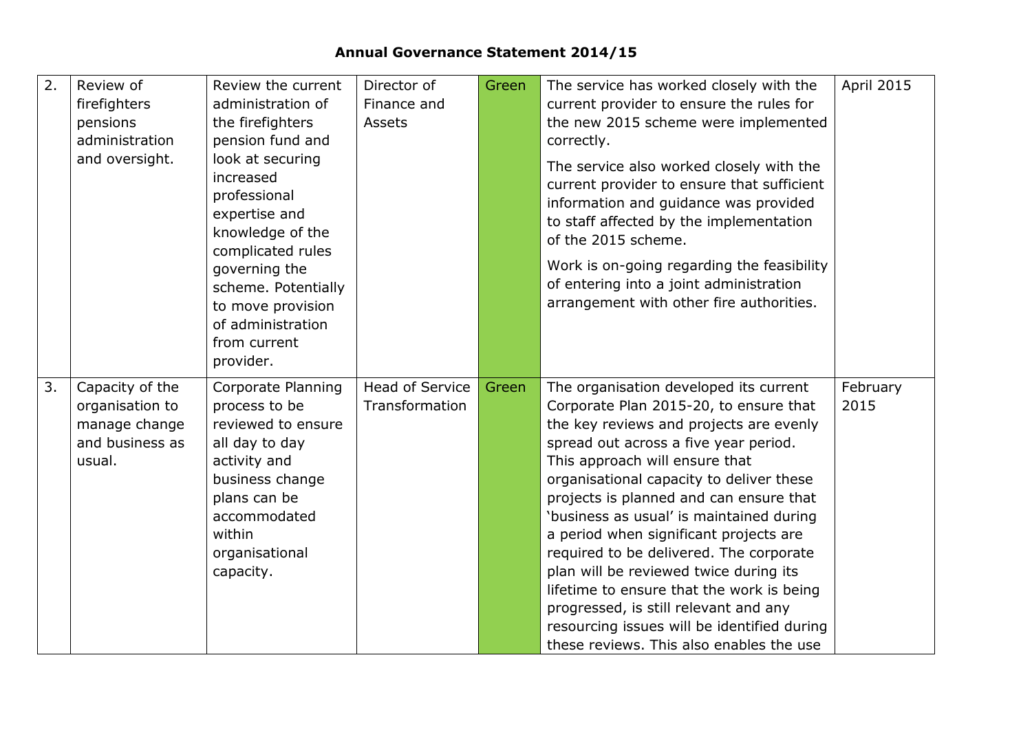# Annual Governance Statement 2014/15

| | | | | | | |
|---|---|---|---|---|---|---|
| 2. | Review of firefighters pensions administration and oversight. | Review the current administration of the firefighters pension fund and look at securing increased professional expertise and knowledge of the complicated rules governing the scheme. Potentially to move provision of administration from current provider. | Director of Finance and Assets | Green | The service has worked closely with the current provider to ensure the rules for the new 2015 scheme were implemented correctly.<br><br>The service also worked closely with the current provider to ensure that sufficient information and guidance was provided to staff affected by the implementation of the 2015 scheme.<br><br>Work is on-going regarding the feasibility of entering into a joint administration arrangement with other fire authorities. | April 2015 |
| 3. | Capacity of the organisation to manage change and business as usual. | Corporate Planning process to be reviewed to ensure all day to day activity and business change plans can be accommodated within organisational capacity. | Head of Service Transformation | Green | The organisation developed its current Corporate Plan 2015-20, to ensure that the key reviews and projects are evenly spread out across a five year period. This approach will ensure that organisational capacity to deliver these projects is planned and can ensure that 'business as usual' is maintained during a period when significant projects are required to be delivered. The corporate plan will be reviewed twice during its lifetime to ensure that the work is being progressed, is still relevant and any resourcing issues will be identified during these reviews. This also enables the use | February 2015 |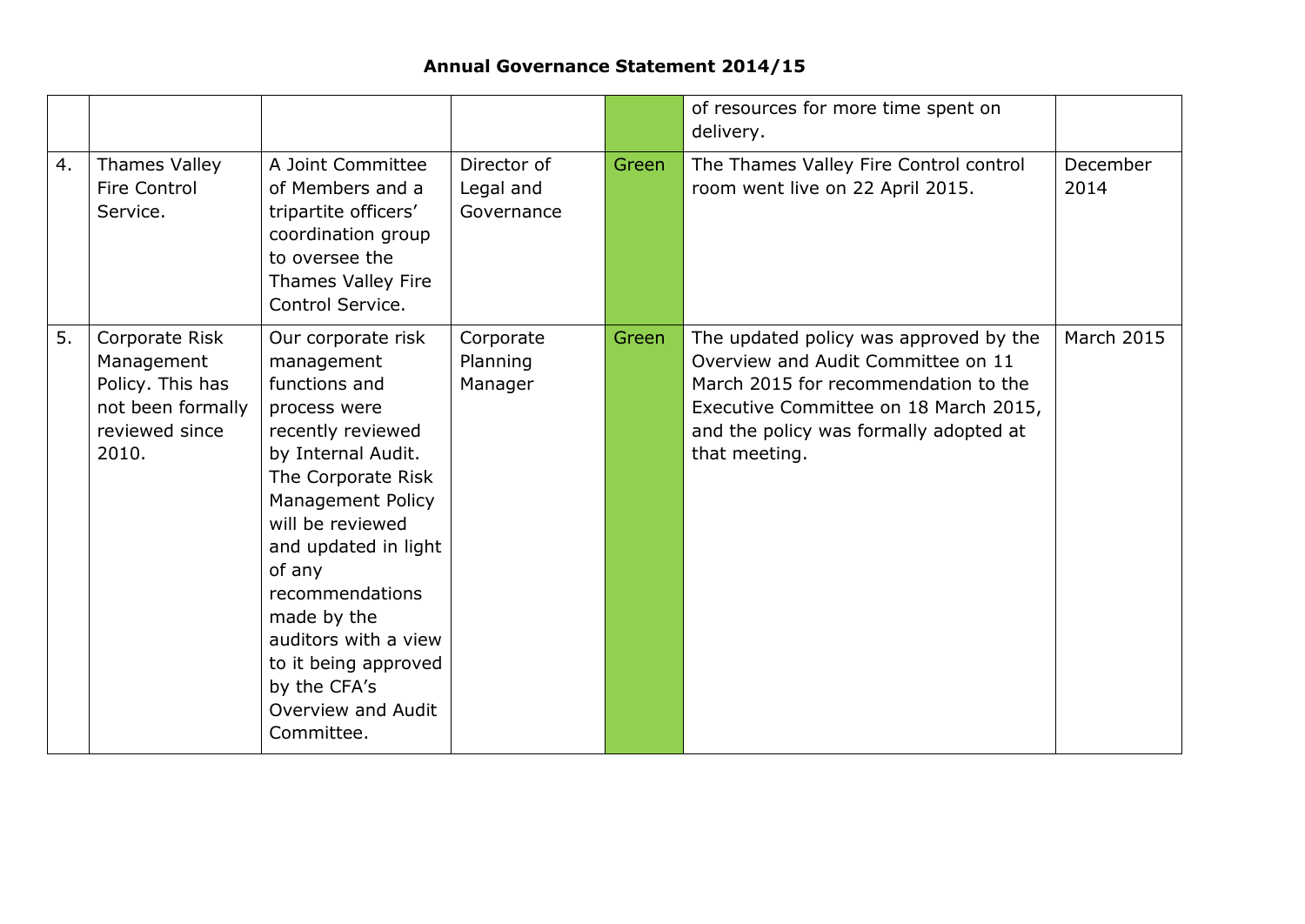# Annual Governance Statement 2014/15

| | | | | | | |
|---|---|---|---|---|---|---|
| | | | | | of resources for more time spent on delivery. | |
| 4. | Thames Valley Fire Control Service. | A Joint Committee of Members and a tripartite officers' coordination group to oversee the Thames Valley Fire Control Service. | Director of Legal and Governance | Green | The Thames Valley Fire Control control room went live on 22 April 2015. | December 2014 |
| 5. | Corporate Risk Management Policy. This has not been formally reviewed since 2010. | Our corporate risk management functions and process were recently reviewed by Internal Audit. The Corporate Risk Management Policy will be reviewed and updated in light of any recommendations made by the auditors with a view to it being approved by the CFA's Overview and Audit Committee. | Corporate Planning Manager | Green | The updated policy was approved by the Overview and Audit Committee on 11 March 2015 for recommendation to the Executive Committee on 18 March 2015, and the policy was formally adopted at that meeting. | March 2015 |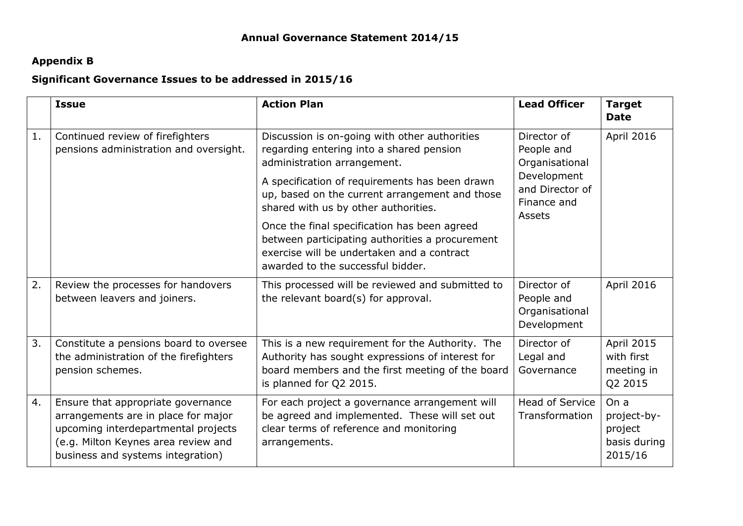# Annual Governance Statement 2014/15

## Appendix B

## Significant Governance Issues to be addressed in 2015/16

| | Issue | Action Plan | Lead Officer | Target Date |
|---|---|---|---|---|
| 1. | Continued review of firefighters pensions administration and oversight. | Discussion is on-going with other authorities regarding entering into a shared pension administration arrangement.<br><br>A specification of requirements has been drawn up, based on the current arrangement and those shared with us by other authorities.<br><br>Once the final specification has been agreed between participating authorities a procurement exercise will be undertaken and a contract awarded to the successful bidder. | Director of People and Organisational Development and Director of Finance and Assets | April 2016 |
| 2. | Review the processes for handovers between leavers and joiners. | This processed will be reviewed and submitted to the relevant board(s) for approval. | Director of People and Organisational Development | April 2016 |
| 3. | Constitute a pensions board to oversee the administration of the firefighters pension schemes. | This is a new requirement for the Authority. The Authority has sought expressions of interest for board members and the first meeting of the board is planned for Q2 2015. | Director of Legal and Governance | April 2015 with first meeting in Q2 2015 |
| 4. | Ensure that appropriate governance arrangements are in place for major upcoming interdepartmental projects (e.g. Milton Keynes area review and business and systems integration) | For each project a governance arrangement will be agreed and implemented. These will set out clear terms of reference and monitoring arrangements. | Head of Service Transformation | On a project-by-project basis during 2015/16 |